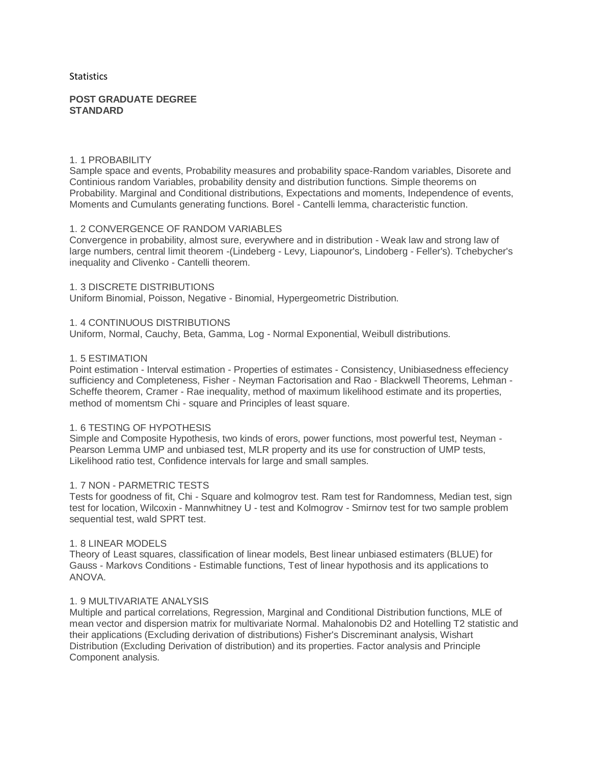Statistics

**POST GRADUATE DEGREE STANDARD**

1. 1 PROBABILITY
Sample space and events, Probability measures and probability space-Random variables, Disorete and Continious random Variables, probability density and distribution functions. Simple theorems on Probability. Marginal and Conditional distributions, Expectations and moments, Independence of events, Moments and Cumulants generating functions. Borel - Cantelli lemma, characteristic function.

1. 2 CONVERGENCE OF RANDOM VARIABLES
Convergence in probability, almost sure, everywhere and in distribution - Weak law and strong law of large numbers, central limit theorem -(Lindeberg - Levy, Liapounor's, Lindoberg - Feller's). Tchebycher's inequality and Clivenko - Cantelli theorem.

1. 3 DISCRETE DISTRIBUTIONS
Uniform Binomial, Poisson, Negative - Binomial, Hypergeometric Distribution.

1. 4 CONTINUOUS DISTRIBUTIONS
Uniform, Normal, Cauchy, Beta, Gamma, Log - Normal Exponential, Weibull distributions.

1. 5 ESTIMATION
Point estimation - Interval estimation - Properties of estimates - Consistency, Unibiasedness effeciency sufficiency and Completeness, Fisher - Neyman Factorisation and Rao - Blackwell Theorems, Lehman - Scheffe theorem, Cramer - Rae inequality, method of maximum likelihood estimate and its properties, method of momentsm Chi - square and Principles of least square.

1. 6 TESTING OF HYPOTHESIS
Simple and Composite Hypothesis, two kinds of erors, power functions, most powerful test, Neyman - Pearson Lemma UMP and unbiased test, MLR property and its use for construction of UMP tests, Likelihood ratio test, Confidence intervals for large and small samples.

1. 7 NON - PARMETRIC TESTS
Tests for goodness of fit, Chi - Square and kolmogrov test. Ram test for Randomness, Median test, sign test for location, Wilcoxin - Mannwhitney U - test and Kolmogrov - Smirnov test for two sample problem sequential test, wald SPRT test.

1. 8 LINEAR MODELS
Theory of Least squares, classification of linear models, Best linear unbiased estimaters (BLUE) for Gauss - Markovs Conditions - Estimable functions, Test of linear hypothosis and its applications to ANOVA.

1. 9 MULTIVARIATE ANALYSIS
Multiple and partical correlations, Regression, Marginal and Conditional Distribution functions, MLE of mean vector and dispersion matrix for multivariate Normal. Mahalonobis D2 and Hotelling T2 statistic and their applications (Excluding derivation of distributions) Fisher's Discreminant analysis, Wishart Distribution (Excluding Derivation of distribution) and its properties. Factor analysis and Principle Component analysis.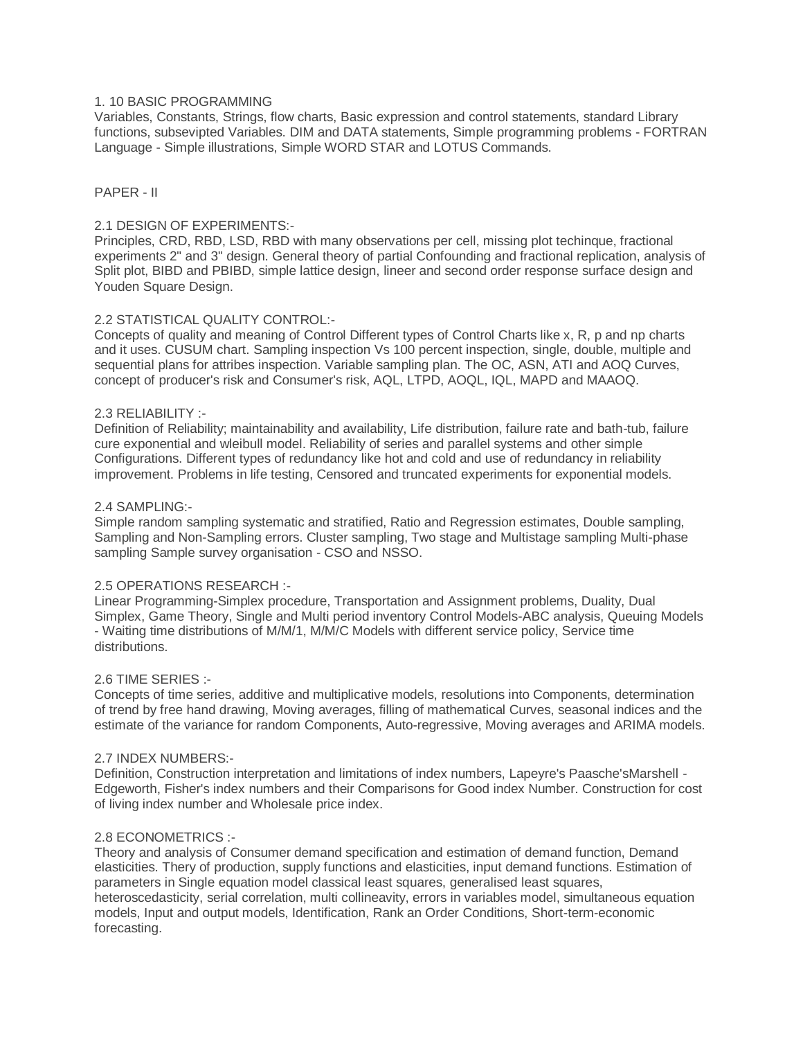1. 10 BASIC PROGRAMMING

Variables, Constants, Strings, flow charts, Basic expression and control statements, standard Library functions, subsevipted Variables. DIM and DATA statements, Simple programming problems - FORTRAN Language - Simple illustrations, Simple WORD STAR and LOTUS Commands.

PAPER - II

2.1 DESIGN OF EXPERIMENTS:-

Principles, CRD, RBD, LSD, RBD with many observations per cell, missing plot techinque, fractional experiments 2" and 3" design. General theory of partial Confounding and fractional replication, analysis of Split plot, BIBD and PBIBD, simple lattice design, lineer and second order response surface design and Youden Square Design.

2.2 STATISTICAL QUALITY CONTROL:-

Concepts of quality and meaning of Control Different types of Control Charts like x, R, p and np charts and it uses. CUSUM chart. Sampling inspection Vs 100 percent inspection, single, double, multiple and sequential plans for attribes inspection. Variable sampling plan. The OC, ASN, ATI and AOQ Curves, concept of producer's risk and Consumer's risk, AQL, LTPD, AOQL, IQL, MAPD and MAAOQ.

2.3 RELIABILITY :-

Definition of Reliability; maintainability and availability, Life distribution, failure rate and bath-tub, failure cure exponential and wleibull model. Reliability of series and parallel systems and other simple Configurations. Different types of redundancy like hot and cold and use of redundancy in reliability improvement. Problems in life testing, Censored and truncated experiments for exponential models.

2.4 SAMPLING:-

Simple random sampling systematic and stratified, Ratio and Regression estimates, Double sampling, Sampling and Non-Sampling errors. Cluster sampling, Two stage and Multistage sampling Multi-phase sampling Sample survey organisation - CSO and NSSO.

2.5 OPERATIONS RESEARCH :-

Linear Programming-Simplex procedure, Transportation and Assignment problems, Duality, Dual Simplex, Game Theory, Single and Multi period inventory Control Models-ABC analysis, Queuing Models - Waiting time distributions of M/M/1, M/M/C Models with different service policy, Service time distributions.

2.6 TIME SERIES :-

Concepts of time series, additive and multiplicative models, resolutions into Components, determination of trend by free hand drawing, Moving averages, filling of mathematical Curves, seasonal indices and the estimate of the variance for random Components, Auto-regressive, Moving averages and ARIMA models.

2.7 INDEX NUMBERS:-

Definition, Construction interpretation and limitations of index numbers, Lapeyre's Paasche'sMarshell - Edgeworth, Fisher's index numbers and their Comparisons for Good index Number. Construction for cost of living index number and Wholesale price index.

2.8 ECONOMETRICS :-

Theory and analysis of Consumer demand specification and estimation of demand function, Demand elasticities. Thery of production, supply functions and elasticities, input demand functions. Estimation of parameters in Single equation model classical least squares, generalised least squares, heteroscedasticity, serial correlation, multi collineavity, errors in variables model, simultaneous equation models, Input and output models, Identification, Rank an Order Conditions, Short-term-economic forecasting.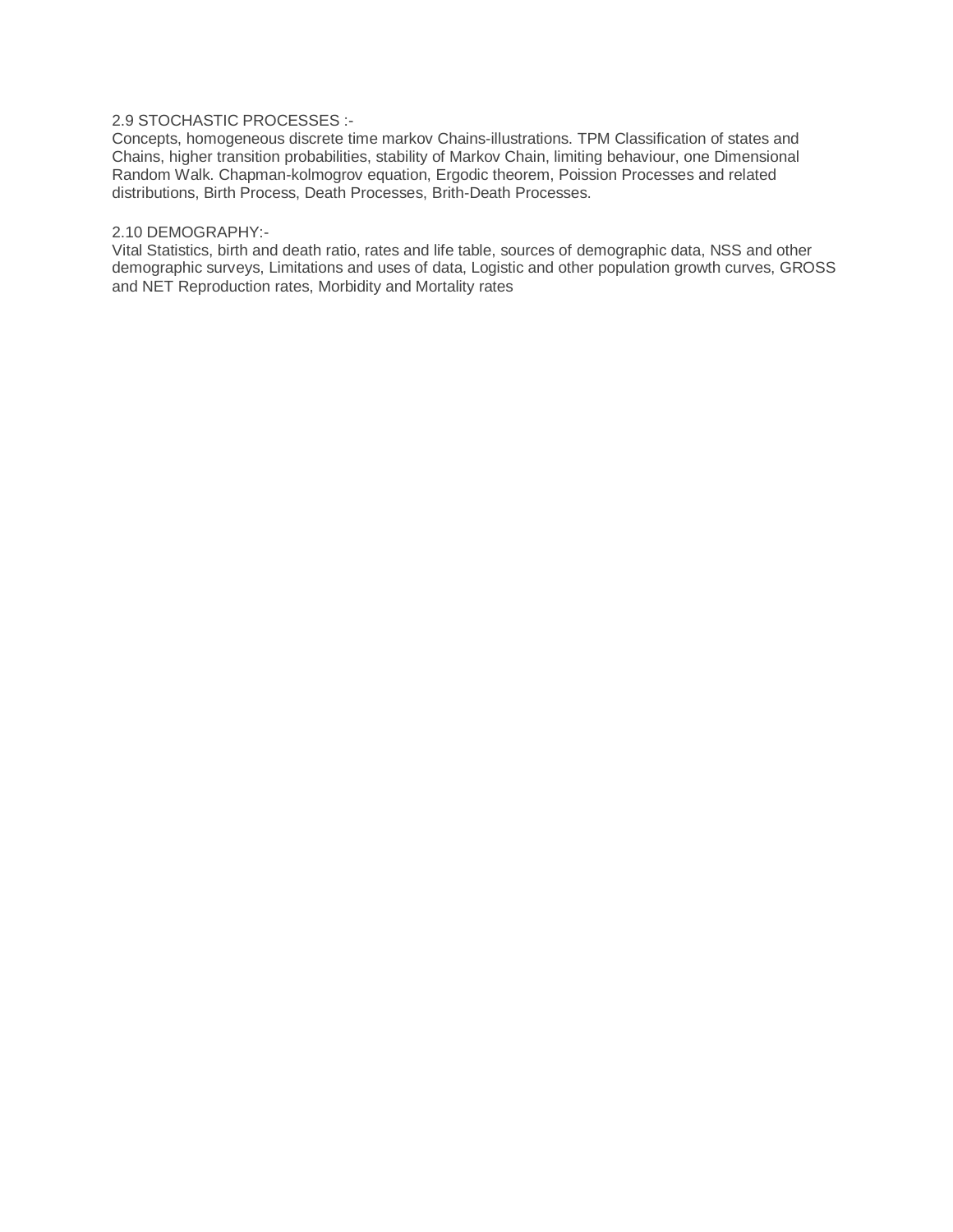2.9 STOCHASTIC PROCESSES :-

Concepts, homogeneous discrete time markov Chains-illustrations. TPM Classification of states and Chains, higher transition probabilities, stability of Markov Chain, limiting behaviour, one Dimensional Random Walk. Chapman-kolmogrov equation, Ergodic theorem, Poission Processes and related distributions, Birth Process, Death Processes, Brith-Death Processes.

2.10 DEMOGRAPHY:-

Vital Statistics, birth and death ratio, rates and life table, sources of demographic data, NSS and other demographic surveys, Limitations and uses of data, Logistic and other population growth curves, GROSS and NET Reproduction rates, Morbidity and Mortality rates